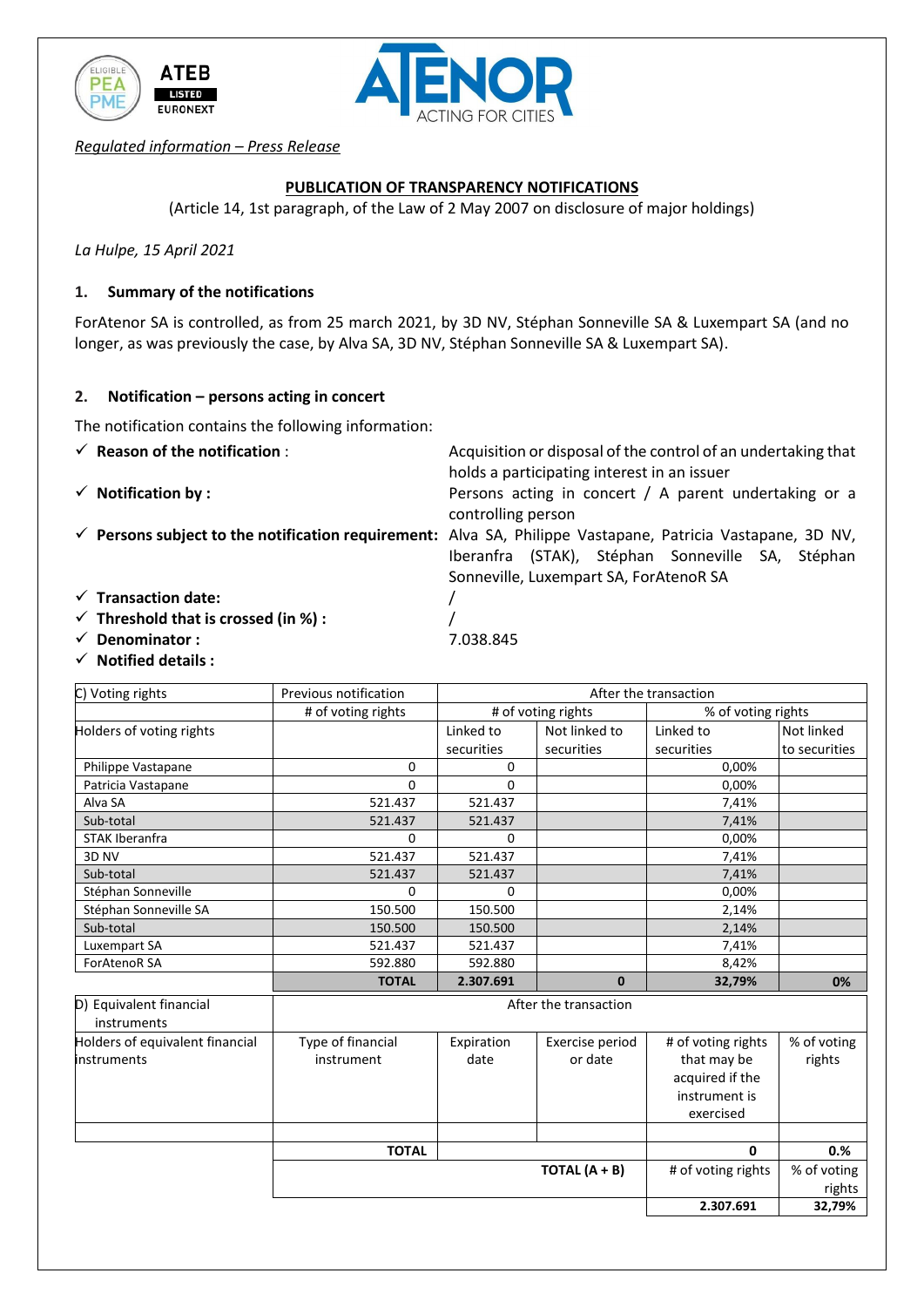*Regulated information – Press Release*

**PUBLICATION OF TRANSPARENCY NOTIFICATIONS**

(Article 14, 1st paragraph, of the Law of 2 May 2007 on disclosure of major holdings)

*La Hulpe, 15 April 2021*

## 1. Summary of the notifications

ForAtenor SA is controlled, as from 25 march 2021, by 3D NV, Stéphan Sonneville SA & Luxempart SA (and no longer, as was previously the case, by Alva SA, 3D NV, Stéphan Sonneville SA & Luxempart SA).

## 2. Notification – persons acting in concert

The notification contains the following information:

- ✓ **Reason of the notification** : Acquisition or disposal of the control of an undertaking that holds a participating interest in an issuer
- ✓ **Notification by :** Persons acting in concert / A parent undertaking or a controlling person
- ✓ **Persons subject to the notification requirement:** Alva SA, Philippe Vastapane, Patricia Vastapane, 3D NV, Iberanfra (STAK), Stéphan Sonneville SA, Stéphan Sonneville, Luxempart SA, ForAtenoR SA
- ✓ **Transaction date:** /
- ✓ **Threshold that is crossed (in %) :** /
- ✓ **Denominator :** 7.038.845
- ✓ **Notified details :**

| C) Voting rights | Previous notification | After the transaction | | | |
|---|---|---|---|---|---|
| | # of voting rights | # of voting rights | | % of voting rights | |
| Holders of voting rights | | Linked to securities | Not linked to securities | Linked to securities | Not linked to securities |
| Philippe Vastapane | 0 | 0 | | 0,00% | |
| Patricia Vastapane | 0 | 0 | | 0,00% | |
| Alva SA | 521.437 | 521.437 | | 7,41% | |
| Sub-total | 521.437 | 521.437 | | 7,41% | |
| STAK Iberanfra | 0 | 0 | | 0,00% | |
| 3D NV | 521.437 | 521.437 | | 7,41% | |
| Sub-total | 521.437 | 521.437 | | 7,41% | |
| Stéphan Sonneville | 0 | 0 | | 0,00% | |
| Stéphan Sonneville SA | 150.500 | 150.500 | | 2,14% | |
| Sub-total | 150.500 | 150.500 | | 2,14% | |
| Luxempart SA | 521.437 | 521.437 | | 7,41% | |
| ForAtenoR SA | 592.880 | 592.880 | | 8,42% | |
| | **TOTAL** | **2.307.691** | **0** | **32,79%** | **0%** |

| D) Equivalent financial instruments | After the transaction | | | | |
|---|---|---|---|---|---|
| Holders of equivalent financial instruments | Type of financial instrument | Expiration date | Exercise period or date | # of voting rights that may be acquired if the instrument is exercised | % of voting rights |
| | | | | | |
| | **TOTAL** | | | **0** | **0.%** |
| | | | **TOTAL (A + B)** | # of voting rights | % of voting rights |
| | | | | **2.307.691** | **32,79%** |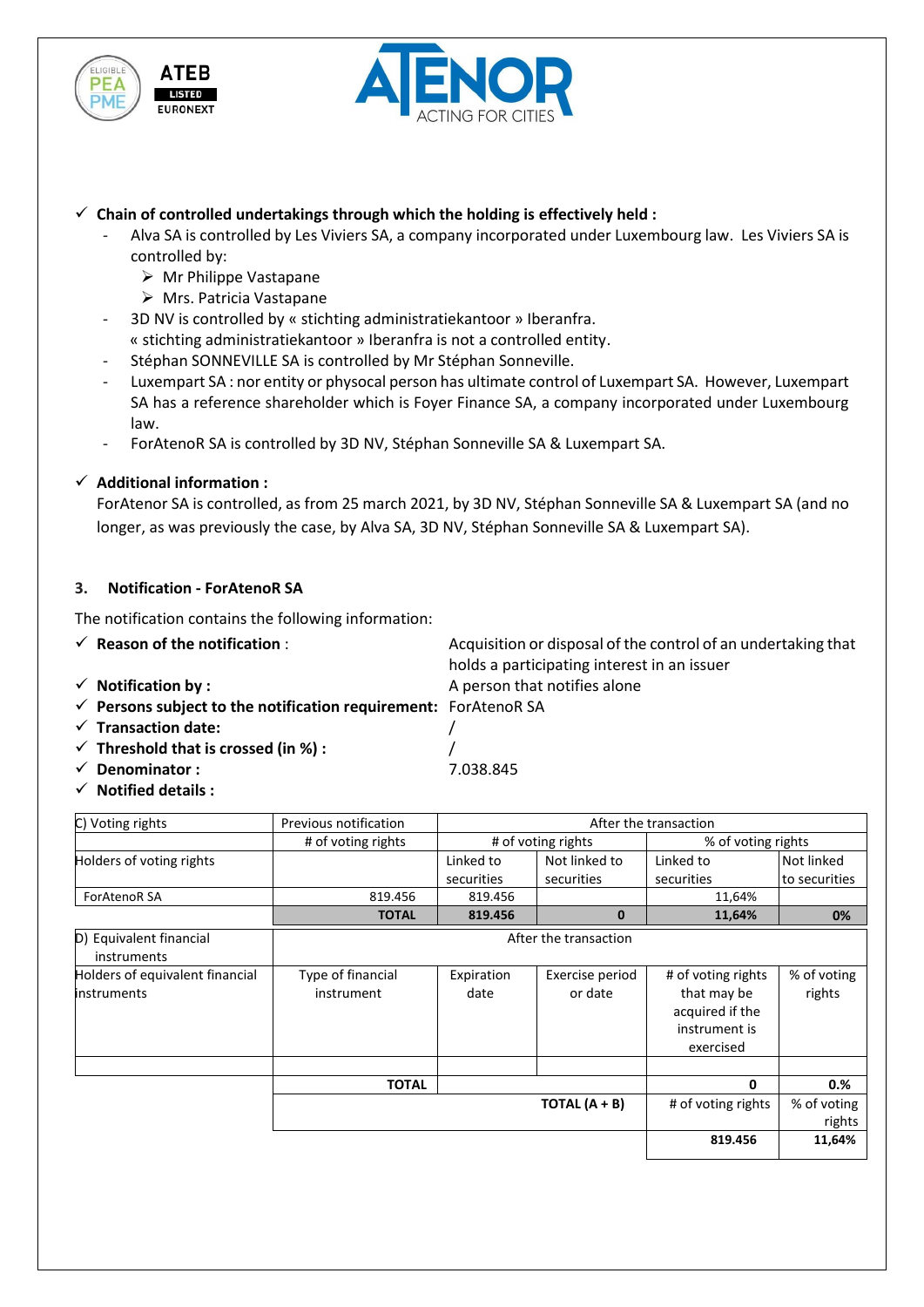- ✓ **Chain of controlled undertakings through which the holding is effectively held :**
  - Alva SA is controlled by Les Viviers SA, a company incorporated under Luxembourg law. Les Viviers SA is controlled by:
    - ➢ Mr Philippe Vastapane
    - ➢ Mrs. Patricia Vastapane
  - 3D NV is controlled by « stichting administratiekantoor » Iberanfra. « stichting administratiekantoor » Iberanfra is not a controlled entity.
  - Stéphan SONNEVILLE SA is controlled by Mr Stéphan Sonneville.
  - Luxempart SA : nor entity or physocal person has ultimate control of Luxempart SA. However, Luxempart SA has a reference shareholder which is Foyer Finance SA, a company incorporated under Luxembourg law.
  - ForAtenoR SA is controlled by 3D NV, Stéphan Sonneville SA & Luxempart SA.

- ✓ **Additional information :**

  ForAtenor SA is controlled, as from 25 march 2021, by 3D NV, Stéphan Sonneville SA & Luxempart SA (and no longer, as was previously the case, by Alva SA, 3D NV, Stéphan Sonneville SA & Luxempart SA).

## 3. Notification - ForAtenoR SA

The notification contains the following information:

- ✓ **Reason of the notification** : Acquisition or disposal of the control of an undertaking that holds a participating interest in an issuer
- ✓ **Notification by :** A person that notifies alone
- ✓ **Persons subject to the notification requirement:** ForAtenoR SA
- ✓ **Transaction date:** /
- ✓ **Threshold that is crossed (in %) :** /
- ✓ **Denominator :** 7.038.845
- ✓ **Notified details :**

| C) Voting rights | Previous notification | After the transaction | | | |
|---|---|---|---|---|---|
| | # of voting rights | # of voting rights | | % of voting rights | |
| Holders of voting rights | | Linked to securities | Not linked to securities | Linked to securities | Not linked to securities |
| ForAtenoR SA | 819.456 | 819.456 | | 11,64% | |
| | **TOTAL** | **819.456** | **0** | **11,64%** | **0%** |

| D) Equivalent financial instruments | After the transaction | | | | |
|---|---|---|---|---|---|
| Holders of equivalent financial instruments | Type of financial instrument | Expiration date | Exercise period or date | # of voting rights that may be acquired if the instrument is exercised | % of voting rights |
| | | | | | |
| | **TOTAL** | | | **0** | **0.%** |
| | | | **TOTAL (A + B)** | # of voting rights | % of voting rights |
| | | | | **819.456** | **11,64%** |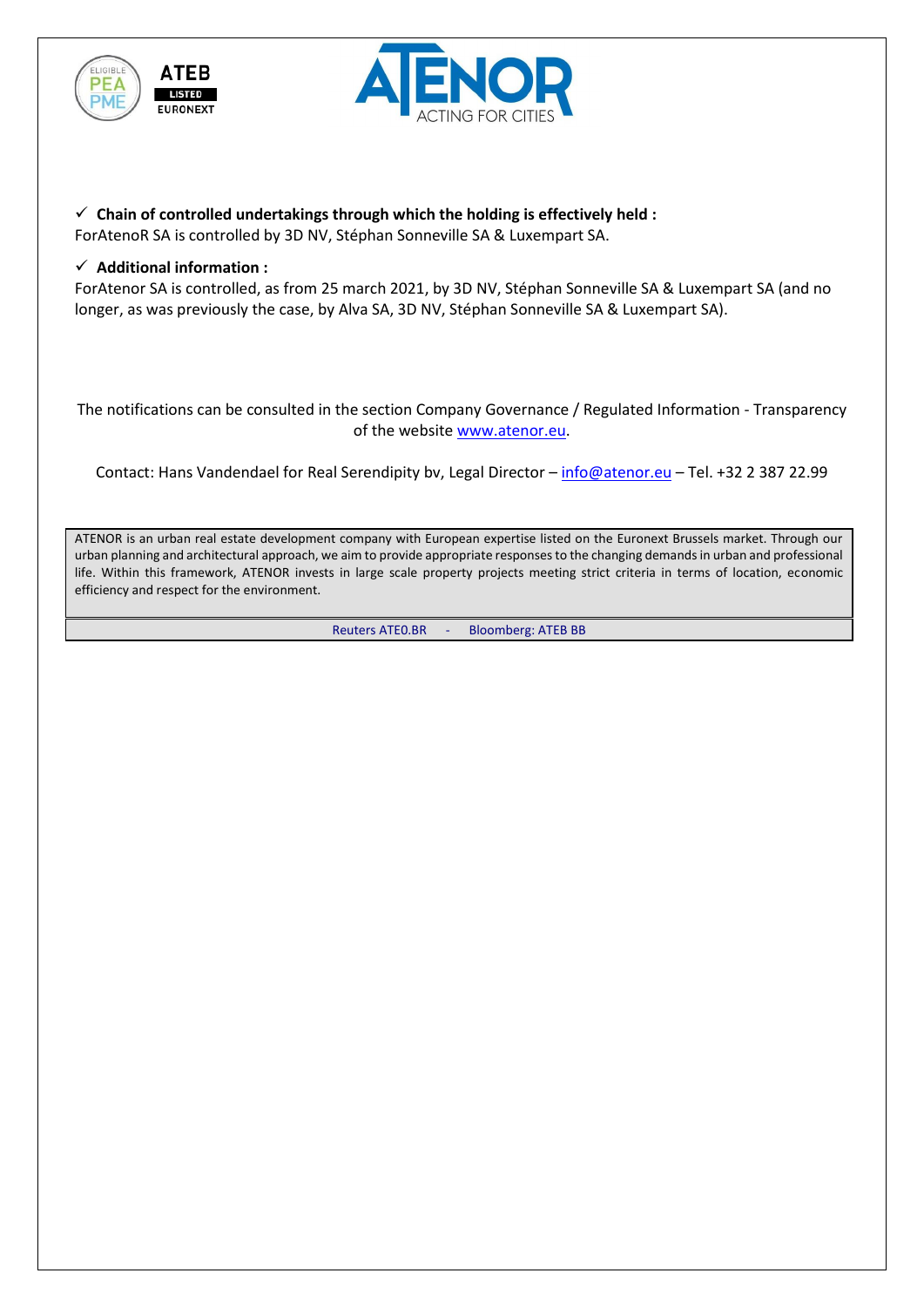- **Chain of controlled undertakings through which the holding is effectively held :**

ForAtenoR SA is controlled by 3D NV, Stéphan Sonneville SA & Luxempart SA.

- **Additional information :**

ForAtenor SA is controlled, as from 25 march 2021, by 3D NV, Stéphan Sonneville SA & Luxempart SA (and no longer, as was previously the case, by Alva SA, 3D NV, Stéphan Sonneville SA & Luxempart SA).

The notifications can be consulted in the section Company Governance / Regulated Information - Transparency of the website www.atenor.eu.

Contact: Hans Vandendael for Real Serendipity bv, Legal Director – info@atenor.eu – Tel. +32 2 387 22.99

ATENOR is an urban real estate development company with European expertise listed on the Euronext Brussels market. Through our urban planning and architectural approach, we aim to provide appropriate responses to the changing demands in urban and professional life. Within this framework, ATENOR invests in large scale property projects meeting strict criteria in terms of location, economic efficiency and respect for the environment.

Reuters ATEO.BR - Bloomberg: ATEB BB